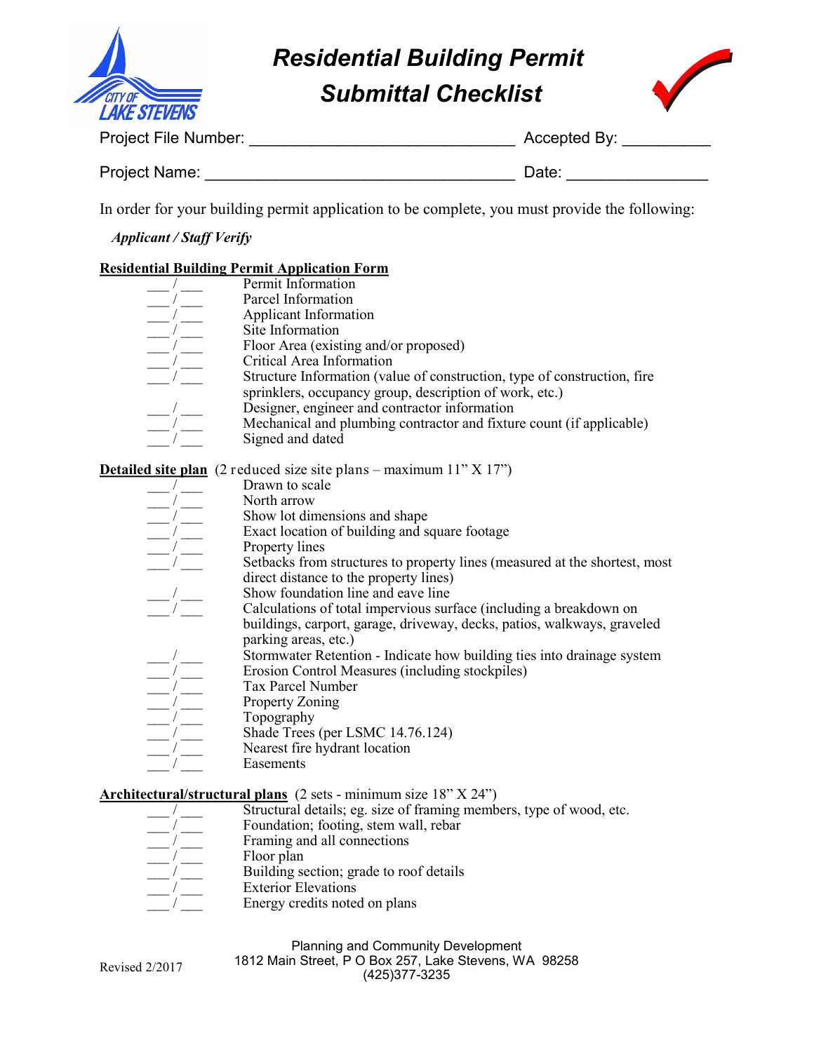# Residential Building Permit Submittal Checklist

Project File Number: ______________________________ Accepted By: __________

Project Name: ___________________________________ Date: ________________

In order for your building permit application to be complete, you must provide the following:

*Applicant / Staff Verify*

**Residential Building Permit Application Form**

___ / ___ Permit Information
___ / ___ Parcel Information
___ / ___ Applicant Information
___ / ___ Site Information
___ / ___ Floor Area (existing and/or proposed)
___ / ___ Critical Area Information
___ / ___ Structure Information (value of construction, type of construction, fire sprinklers, occupancy group, description of work, etc.)
___ / ___ Designer, engineer and contractor information
___ / ___ Mechanical and plumbing contractor and fixture count (if applicable)
___ / ___ Signed and dated

**Detailed site plan** (2 reduced size site plans – maximum 11" X 17")

___ / ___ Drawn to scale
___ / ___ North arrow
___ / ___ Show lot dimensions and shape
___ / ___ Exact location of building and square footage
___ / ___ Property lines
___ / ___ Setbacks from structures to property lines (measured at the shortest, most direct distance to the property lines)
___ / ___ Show foundation line and eave line
___ / ___ Calculations of total impervious surface (including a breakdown on buildings, carport, garage, driveway, decks, patios, walkways, graveled parking areas, etc.)
___ / ___ Stormwater Retention - Indicate how building ties into drainage system
___ / ___ Erosion Control Measures (including stockpiles)
___ / ___ Tax Parcel Number
___ / ___ Property Zoning
___ / ___ Topography
___ / ___ Shade Trees (per LSMC 14.76.124)
___ / ___ Nearest fire hydrant location
___ / ___ Easements

**Architectural/structural plans** (2 sets - minimum size 18" X 24")

___ / ___ Structural details; eg. size of framing members, type of wood, etc.
___ / ___ Foundation; footing, stem wall, rebar
___ / ___ Framing and all connections
___ / ___ Floor plan
___ / ___ Building section; grade to roof details
___ / ___ Exterior Elevations
___ / ___ Energy credits noted on plans

Planning and Community Development
1812 Main Street, P O Box 257, Lake Stevens, WA 98258
(425)377-3235

Revised 2/2017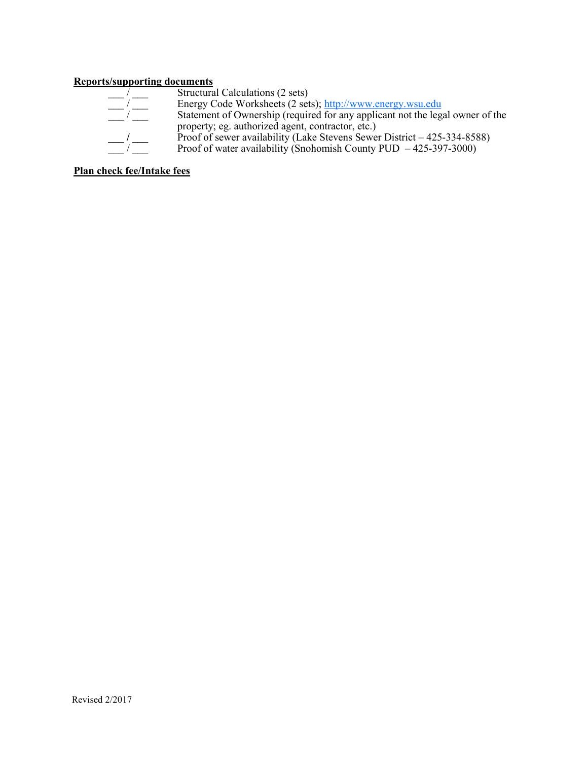**Reports/supporting documents**

___ / ___ Structural Calculations (2 sets)

___ / ___ Energy Code Worksheets (2 sets); [http://www.energy.wsu.edu](http://www.energy.wsu.edu)

___ / ___ Statement of Ownership (required for any applicant not the legal owner of the property; eg. authorized agent, contractor, etc.)

___ / ___ Proof of sewer availability (Lake Stevens Sewer District – 425-334-8588)

___ / ___ Proof of water availability (Snohomish County PUD – 425-397-3000)

**Plan check fee/Intake fees**

Revised 2/2017